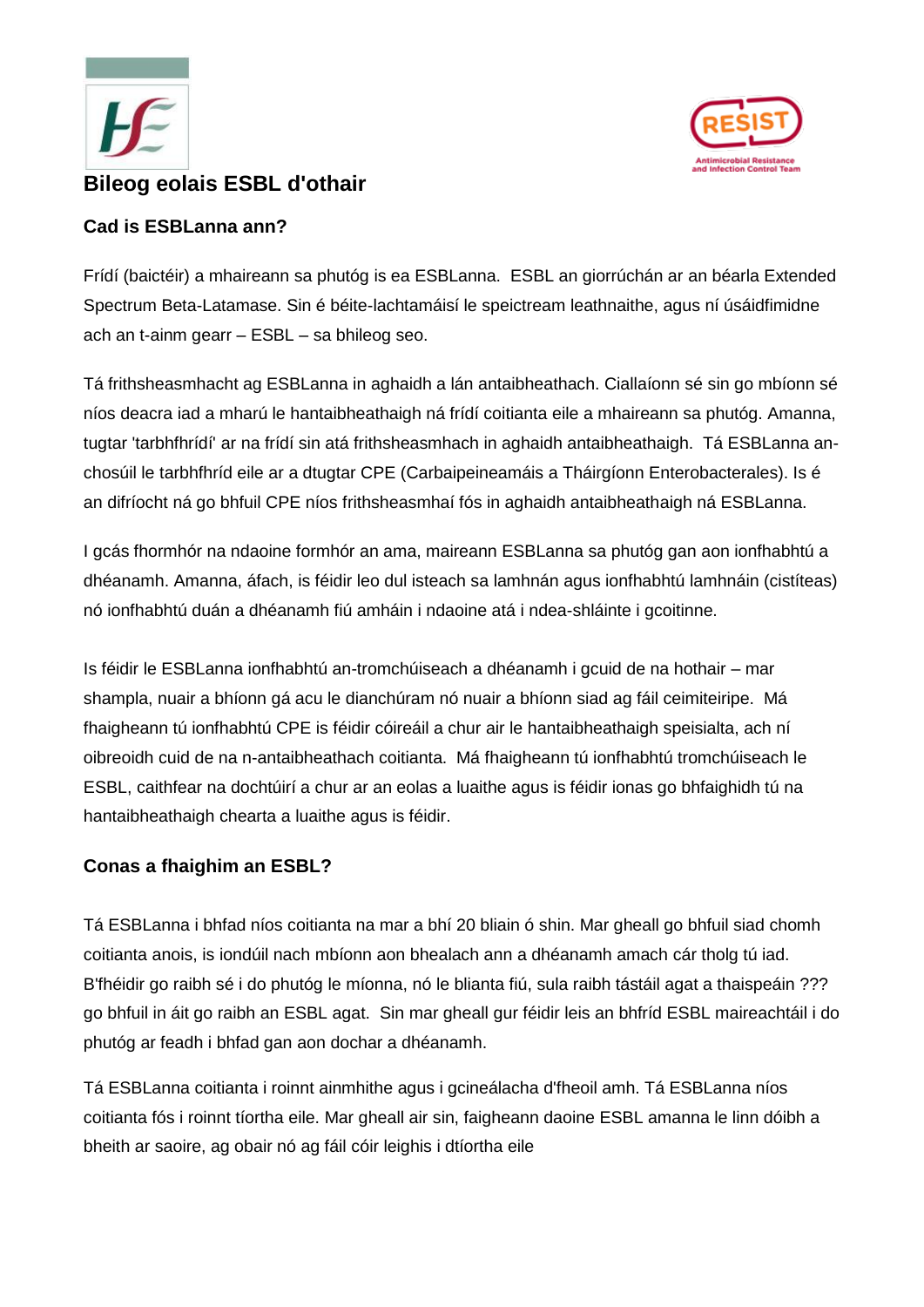# Bileog eolais ESBL d'othair

## Cad is ESBLanna ann?

Frídí (baictéir) a mhaireann sa phutóg is ea ESBLanna. ESBL an giorrúchán ar an béarla Extended Spectrum Beta-Latamase. Sin é béite-lachtamáisí le speictream leathnaithe, agus ní úsáidfimidne ach an t-ainm gearr – ESBL – sa bhileog seo.

Tá frithsheasmhacht ag ESBLanna in aghaidh a lán antaibheathach. Ciallaíonn sé sin go mbíonn sé níos deacra iad a mharú le hantaibheathaigh ná frídí coitianta eile a mhaireann sa phutóg. Amanna, tugtar 'tarbhfhrídí' ar na frídí sin atá frithsheasmhach in aghaidh antaibheathaigh. Tá ESBLanna an-chosúil le tarbhfhríd eile ar a dtugtar CPE (Carbaipeineamáis a Tháirgíonn Enterobacterales). Is é an difríocht ná go bhfuil CPE níos frithsheasmhaí fós in aghaidh antaibheathaigh ná ESBLanna.

I gcás fhormhór na ndaoine formhór an ama, maireann ESBLanna sa phutóg gan aon ionfhabhtú a dhéanamh. Amanna, áfach, is féidir leo dul isteach sa lamhnán agus ionfhabhtú lamhnáin (cistíteas) nó ionfhabhtú duán a dhéanamh fiú amháin i ndaoine atá i ndea-shláinte i gcoitinne.

Is féidir le ESBLanna ionfhabhtú an-tromchúiseach a dhéanamh i gcuid de na hothair – mar shampla, nuair a bhíonn gá acu le dianchúram nó nuair a bhíonn siad ag fáil ceimiteiripe. Má fhaigheann tú ionfhabhtú CPE is féidir cóireáil a chur air le hantaibheathaigh speisialta, ach ní oibreoidh cuid de na n-antaibheathach coitianta. Má fhaigheann tú ionfhabhtú tromchúiseach le ESBL, caithfear na dochtúirí a chur ar an eolas a luaithe agus is féidir ionas go bhfaighidh tú na hantaibheathaigh chearta a luaithe agus is féidir.

## Conas a fhaighim an ESBL?

Tá ESBLanna i bhfad níos coitianta na mar a bhí 20 bliain ó shin. Mar gheall go bhfuil siad chomh coitianta anois, is iondúil nach mbíonn aon bhealach ann a dhéanamh amach cár tholg tú iad. B'fhéidir go raibh sé i do phutóg le míonna, nó le blianta fiú, sula raibh tástáil agat a thaispeáin ??? go bhfuil in áit go raibh an ESBL agat. Sin mar gheall gur féidir leis an bhfríd ESBL maireachtáil i do phutóg ar feadh i bhfad gan aon dochar a dhéanamh.

Tá ESBLanna coitianta i roinnt ainmhithe agus i gcineálacha d'fheoil amh. Tá ESBLanna níos coitianta fós i roinnt tíortha eile. Mar gheall air sin, faigheann daoine ESBL amanna le linn dóibh a bheith ar saoire, ag obair nó ag fáil cóir leighis i dtíortha eile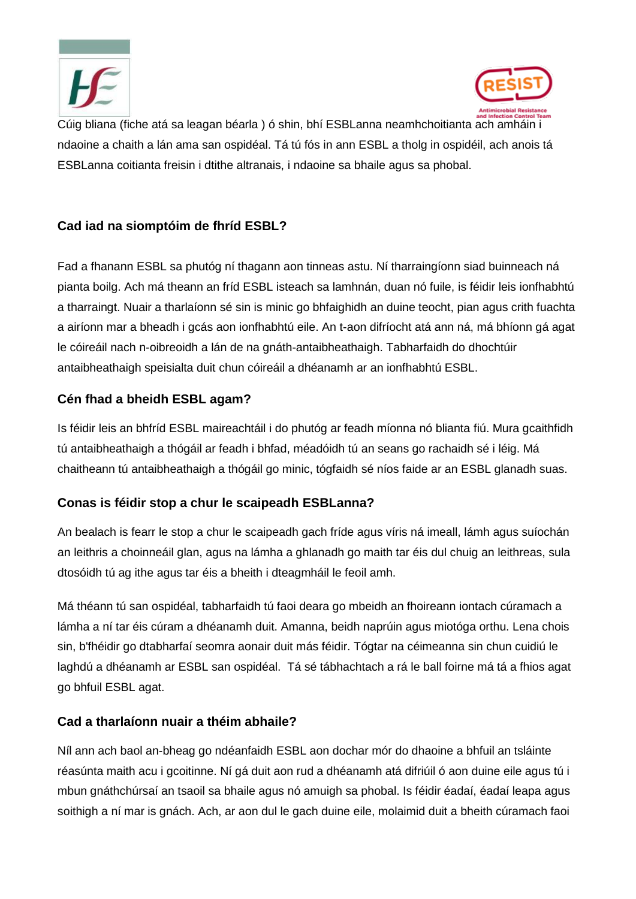Cúig bliana (fiche atá sa leagan béarla ) ó shin, bhí ESBLanna neamhchoitianta ach amháin i ndaoine a chaith a lán ama san ospidéal. Tá tú fós in ann ESBL a tholg in ospidéil, ach anois tá ESBLanna coitianta freisin i dtithe altranais, i ndaoine sa bhaile agus sa phobal.

### Cad iad na siomptóim de fhríd ESBL?

Fad a fhanann ESBL sa phutóg ní thagann aon tinneas astu. Ní tharraingíonn siad buinneach ná pianta boilg. Ach má theann an fríd ESBL isteach sa lamhnán, duan nó fuile, is féidir leis ionfhabhtú a tharraingt. Nuair a tharlaíonn sé sin is minic go bhfaighidh an duine teocht, pian agus crith fuachta a airíonn mar a bheadh i gcás aon ionfhabhtú eile. An t-aon difríocht atá ann ná, má bhíonn gá agat le cóireáil nach n-oibreoidh a lán de na gnáth-antaibheathaigh. Tabharfaidh do dhochtúir antaibheathaigh speisialta duit chun cóireáil a dhéanamh ar an ionfhabhtú ESBL.

### Cén fhad a bheidh ESBL agam?

Is féidir leis an bhfríd ESBL maireachtáil i do phutóg ar feadh míonna nó blianta fiú. Mura gcaithfidh tú antaibheathaigh a thógáil ar feadh i bhfad, méadóidh tú an seans go rachaidh sé i léig. Má chaitheann tú antaibheathaigh a thógáil go minic, tógfaidh sé níos faide ar an ESBL glanadh suas.

### Conas is féidir stop a chur le scaipeadh ESBLanna?

An bealach is fearr le stop a chur le scaipeadh gach fríde agus víris ná imeall, lámh agus suíochán an leithris a choinneáil glan, agus na lámha a ghlanadh go maith tar éis dul chuig an leithreas, sula dtosóidh tú ag ithe agus tar éis a bheith i dteagmháil le feoil amh.

Má théann tú san ospidéal, tabharfaidh tú faoi deara go mbeidh an fhoireann iontach cúramach a lámha a ní tar éis cúram a dhéanamh duit. Amanna, beidh naprúin agus miotóga orthu. Lena chois sin, b'fhéidir go dtabharfaí seomra aonair duit más féidir. Tógtar na céimeanna sin chun cuidiú le laghdú a dhéanamh ar ESBL san ospidéal. Tá sé tábhachtach a rá le ball foirne má tá a fhios agat go bhfuil ESBL agat.

### Cad a tharlaíonn nuair a théim abhaile?

Níl ann ach baol an-bheag go ndéanfaidh ESBL aon dochar mór do dhaoine a bhfuil an tsláinte réasúnta maith acu i gcoitinne. Ní gá duit aon rud a dhéanamh atá difriúil ó aon duine eile agus tú i mbun gnáthchúrsaí an tsaoil sa bhaile agus nó amuigh sa phobal. Is féidir éadaí, éadaí leapa agus soithigh a ní mar is gnách. Ach, ar aon dul le gach duine eile, molaimid duit a bheith cúramach faoi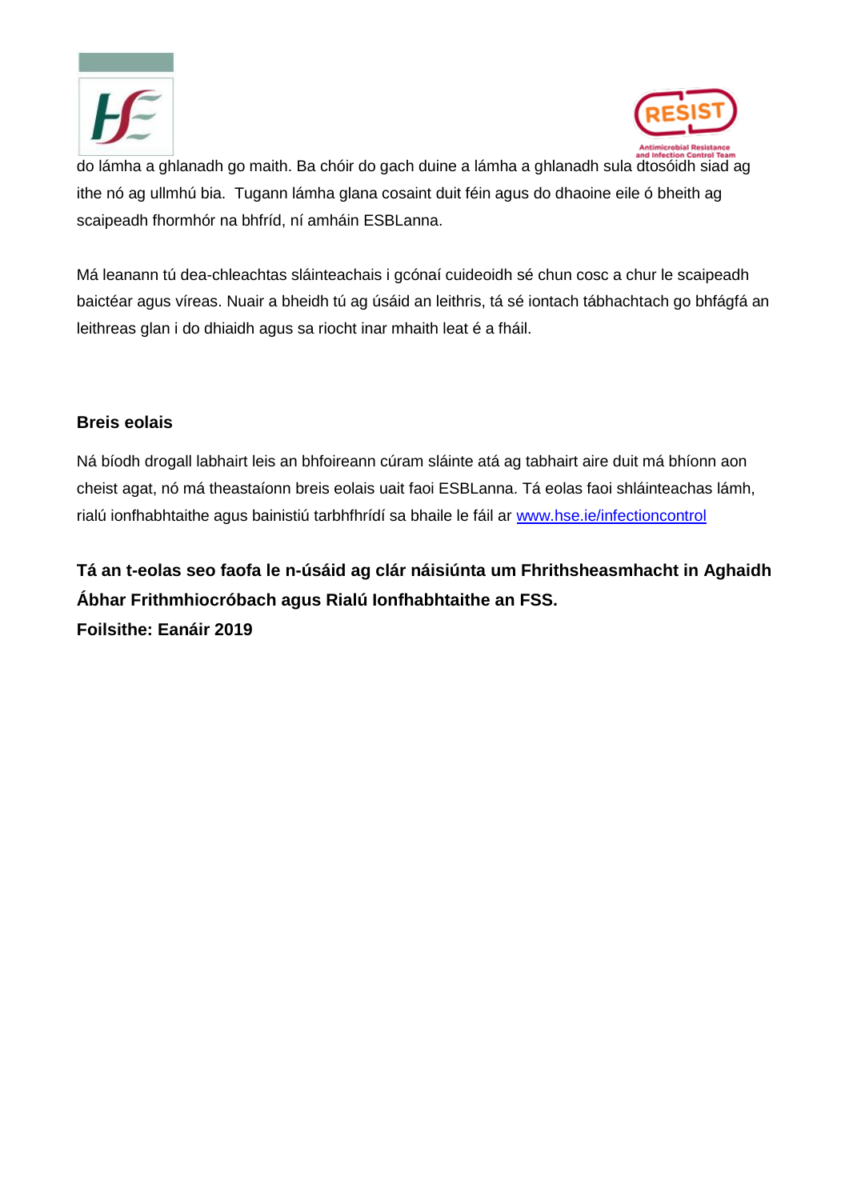do lámha a ghlanadh go maith. Ba chóir do gach duine a lámha a ghlanadh sula dtosóidh siad ag ithe nó ag ullmhú bia.  Tugann lámha glana cosaint duit féin agus do dhaoine eile ó bheith ag scaipeadh fhormhór na bhfríd, ní amháin ESBLanna.

Má leanann tú dea-chleachtas sláinteachais i gcónaí cuideoidh sé chun cosc a chur le scaipeadh baictéar agus víreas. Nuair a bheidh tú ag úsáid an leithris, tá sé iontach tábhachtach go bhfágfá an leithreas glan i do dhiaidh agus sa riocht inar mhaith leat é a fháil.

### Breis eolais

Ná bíodh drogall labhairt leis an bhfoireann cúram sláinte atá ag tabhairt aire duit má bhíonn aon cheist agat, nó má theastaíonn breis eolais uait faoi ESBLanna. Tá eolas faoi shláinteachas lámh, rialú ionfhabhtaithe agus bainistiú tarbhfhrídí sa bhaile le fáil ar [www.hse.ie/infectioncontrol](http://www.hse.ie/infectioncontrol)

**Tá an t-eolas seo faofa le n-úsáid ag clár náisiúnta um Fhrithsheasmhacht in Aghaidh Ábhar Frithmhiocróbach agus Rialú Ionfhabhtaithe an FSS.**
**Foilsithe: Eanáir 2019**